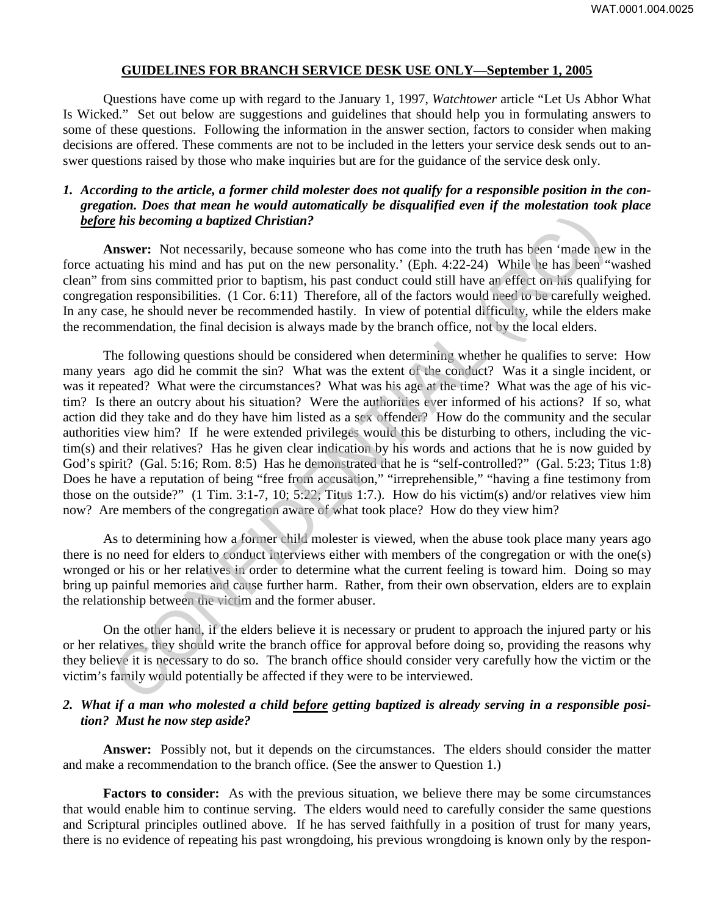WAT.0001.004.0025

**GUIDELINES FOR BRANCH SERVICE DESK USE ONLY—September 1, 2005**

Questions have come up with regard to the January 1, 1997, *Watchtower* article "Let Us Abhor What Is Wicked." Set out below are suggestions and guidelines that should help you in formulating answers to some of these questions. Following the information in the answer section, factors to consider when making decisions are offered. These comments are not to be included in the letters your service desk sends out to answer questions raised by those who make inquiries but are for the guidance of the service desk only.

1. ***According to the article, a former child molester does not qualify for a responsible position in the congregation. Does that mean he would automatically be disqualified even if the molestation took place before his becoming a baptized Christian?***

**Answer:** Not necessarily, because someone who has come into the truth has been 'made new in the force actuating his mind and has put on the new personality.' (Eph. 4:22-24) While he has been "washed clean" from sins committed prior to baptism, his past conduct could still have an effect on his qualifying for congregation responsibilities. (1 Cor. 6:11) Therefore, all of the factors would need to be carefully weighed. In any case, he should never be recommended hastily. In view of potential difficulty, while the elders make the recommendation, the final decision is always made by the branch office, not by the local elders.

The following questions should be considered when determining whether he qualifies to serve: How many years ago did he commit the sin? What was the extent of the conduct? Was it a single incident, or was it repeated? What were the circumstances? What was his age at the time? What was the age of his victim? Is there an outcry about his situation? Were the authorities ever informed of his actions? If so, what action did they take and do they have him listed as a sex offender? How do the community and the secular authorities view him? If he were extended privileges would this be disturbing to others, including the victim(s) and their relatives? Has he given clear indication by his words and actions that he is now guided by God's spirit? (Gal. 5:16; Rom. 8:5) Has he demonstrated that he is "self-controlled?" (Gal. 5:23; Titus 1:8) Does he have a reputation of being "free from accusation," "irreprehensible," "having a fine testimony from those on the outside?" (1 Tim. 3:1-7, 10; 5:22; Titus 1:7.). How do his victim(s) and/or relatives view him now? Are members of the congregation aware of what took place? How do they view him?

As to determining how a former child molester is viewed, when the abuse took place many years ago there is no need for elders to conduct interviews either with members of the congregation or with the one(s) wronged or his or her relatives in order to determine what the current feeling is toward him. Doing so may bring up painful memories and cause further harm. Rather, from their own observation, elders are to explain the relationship between the victim and the former abuser.

On the other hand, if the elders believe it is necessary or prudent to approach the injured party or his or her relatives, they should write the branch office for approval before doing so, providing the reasons why they believe it is necessary to do so. The branch office should consider very carefully how the victim or the victim's family would potentially be affected if they were to be interviewed.

2. ***What if a man who molested a child before getting baptized is already serving in a responsible position? Must he now step aside?***

**Answer:** Possibly not, but it depends on the circumstances. The elders should consider the matter and make a recommendation to the branch office. (See the answer to Question 1.)

**Factors to consider:** As with the previous situation, we believe there may be some circumstances that would enable him to continue serving. The elders would need to carefully consider the same questions and Scriptural principles outlined above. If he has served faithfully in a position of trust for many years, there is no evidence of repeating his past wrongdoing, his previous wrongdoing is known only by the respon-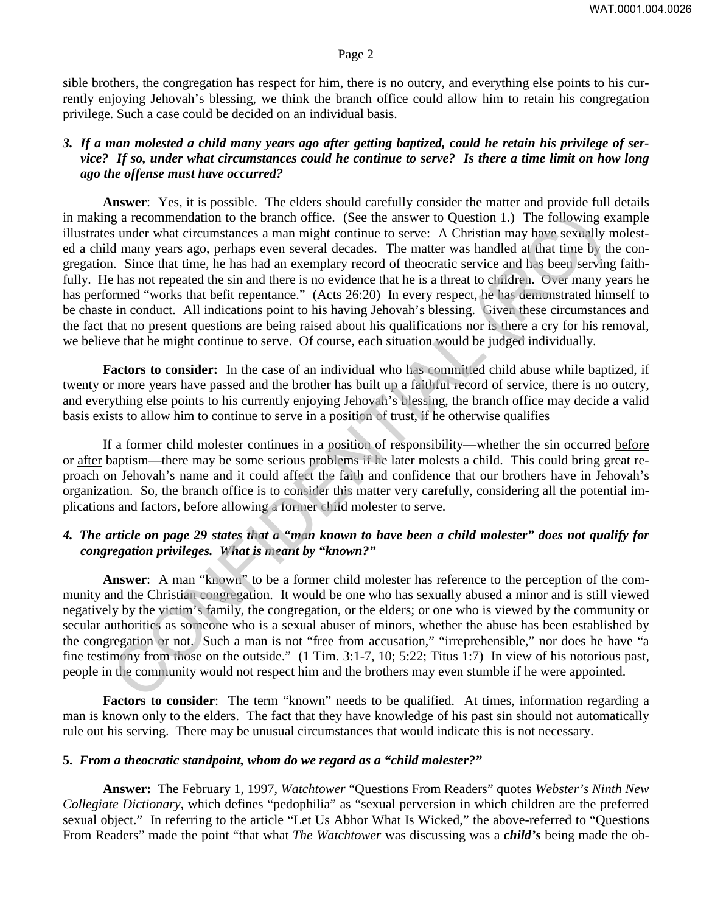sible brothers, the congregation has respect for him, there is no outcry, and everything else points to his currently enjoying Jehovah's blessing, we think the branch office could allow him to retain his congregation privilege. Such a case could be decided on an individual basis.

### *3. If a man molested a child many years ago after getting baptized, could he retain his privilege of service? If so, under what circumstances could he continue to serve? Is there a time limit on how long ago the offense must have occurred?*

**Answer**: Yes, it is possible. The elders should carefully consider the matter and provide full details in making a recommendation to the branch office. (See the answer to Question 1.) The following example illustrates under what circumstances a man might continue to serve: A Christian may have sexually molested a child many years ago, perhaps even several decades. The matter was handled at that time by the congregation. Since that time, he has had an exemplary record of theocratic service and has been serving faithfully. He has not repeated the sin and there is no evidence that he is a threat to children. Over many years he has performed "works that befit repentance." (Acts 26:20) In every respect, he has demonstrated himself to be chaste in conduct. All indications point to his having Jehovah's blessing. Given these circumstances and the fact that no present questions are being raised about his qualifications nor is there a cry for his removal, we believe that he might continue to serve. Of course, each situation would be judged individually.

**Factors to consider:** In the case of an individual who has committed child abuse while baptized, if twenty or more years have passed and the brother has built up a faithful record of service, there is no outcry, and everything else points to his currently enjoying Jehovah's blessing, the branch office may decide a valid basis exists to allow him to continue to serve in a position of trust, if he otherwise qualifies

If a former child molester continues in a position of responsibility—whether the sin occurred before or after baptism—there may be some serious problems if he later molests a child. This could bring great reproach on Jehovah's name and it could affect the faith and confidence that our brothers have in Jehovah's organization. So, the branch office is to consider this matter very carefully, considering all the potential implications and factors, before allowing a former child molester to serve.

### *4. The article on page 29 states that a "man known to have been a child molester" does not qualify for congregation privileges. What is meant by "known?"*

**Answer**: A man "known" to be a former child molester has reference to the perception of the community and the Christian congregation. It would be one who has sexually abused a minor and is still viewed negatively by the victim's family, the congregation, or the elders; or one who is viewed by the community or secular authorities as someone who is a sexual abuser of minors, whether the abuse has been established by the congregation or not. Such a man is not "free from accusation," "irreprehensible," nor does he have "a fine testimony from those on the outside." (1 Tim. 3:1-7, 10; 5:22; Titus 1:7) In view of his notorious past, people in the community would not respect him and the brothers may even stumble if he were appointed.

**Factors to consider**: The term "known" needs to be qualified. At times, information regarding a man is known only to the elders. The fact that they have knowledge of his past sin should not automatically rule out his serving. There may be unusual circumstances that would indicate this is not necessary.

### **5.** *From a theocratic standpoint, whom do we regard as a "child molester?"*

**Answer:** The February 1, 1997, *Watchtower* "Questions From Readers" quotes *Webster's Ninth New Collegiate Dictionary*, which defines "pedophilia" as "sexual perversion in which children are the preferred sexual object." In referring to the article "Let Us Abhor What Is Wicked," the above-referred to "Questions From Readers" made the point "that what *The Watchtower* was discussing was a ***child's*** being made the ob-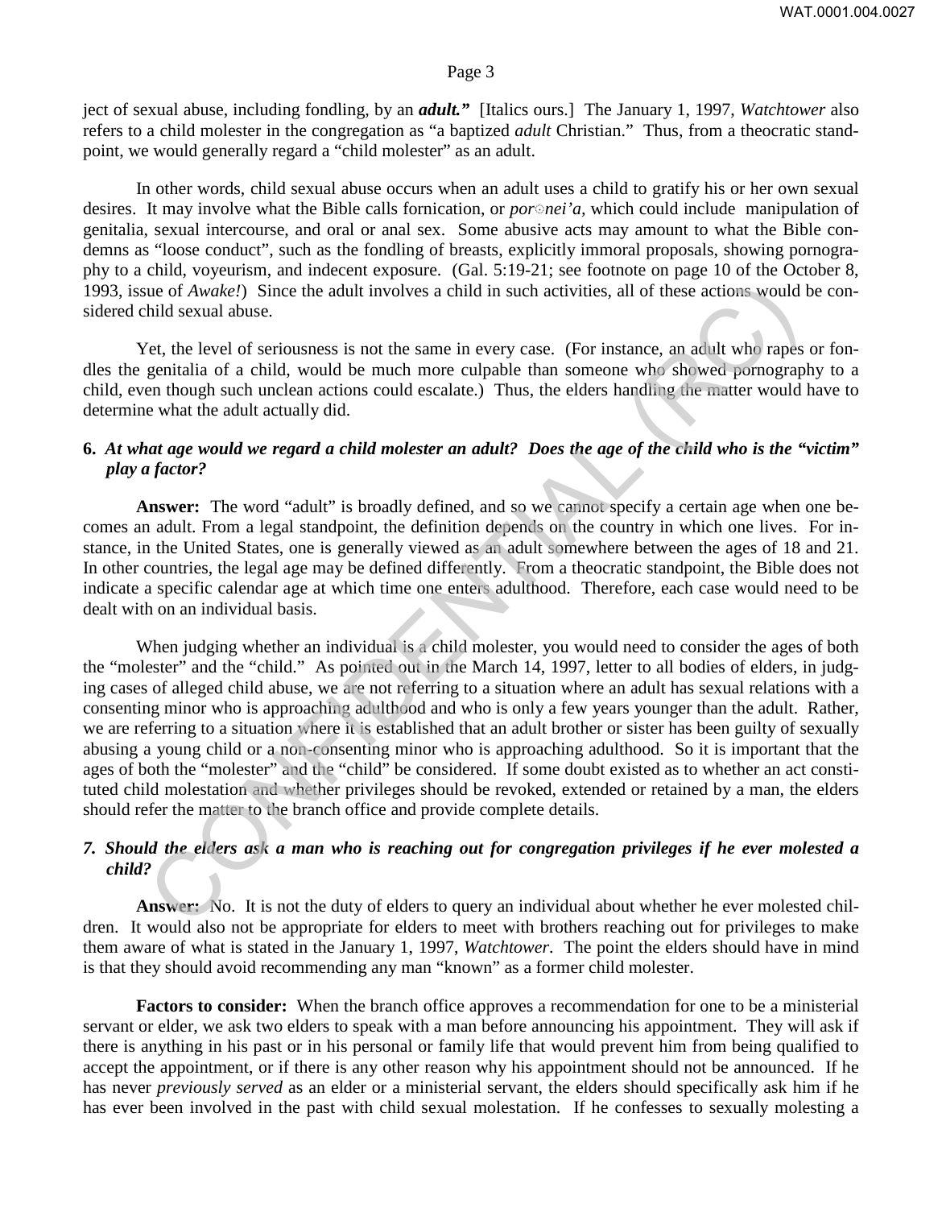ject of sexual abuse, including fondling, by an ***adult.”*** [Italics ours.] The January 1, 1997, *Watchtower* also refers to a child molester in the congregation as “a baptized *adult* Christian.” Thus, from a theocratic standpoint, we would generally regard a “child molester” as an adult.

In other words, child sexual abuse occurs when an adult uses a child to gratify his or her own sexual desires. It may involve what the Bible calls fornication, or *por·nei’a*, which could include manipulation of genitalia, sexual intercourse, and oral or anal sex. Some abusive acts may amount to what the Bible condemns as “loose conduct”, such as the fondling of breasts, explicitly immoral proposals, showing pornography to a child, voyeurism, and indecent exposure. (Gal. 5:19-21; see footnote on page 10 of the October 8, 1993, issue of *Awake!*) Since the adult involves a child in such activities, all of these actions would be considered child sexual abuse.

Yet, the level of seriousness is not the same in every case. (For instance, an adult who rapes or fondles the genitalia of a child, would be much more culpable than someone who showed pornography to a child, even though such unclean actions could escalate.) Thus, the elders handling the matter would have to determine what the adult actually did.

**6.** ***At what age would we regard a child molester an adult? Does the age of the child who is the “victim” play a factor?***

**Answer:** The word “adult” is broadly defined, and so we cannot specify a certain age when one becomes an adult. From a legal standpoint, the definition depends on the country in which one lives. For instance, in the United States, one is generally viewed as an adult somewhere between the ages of 18 and 21. In other countries, the legal age may be defined differently. From a theocratic standpoint, the Bible does not indicate a specific calendar age at which time one enters adulthood. Therefore, each case would need to be dealt with on an individual basis.

When judging whether an individual is a child molester, you would need to consider the ages of both the “molester” and the “child.” As pointed out in the March 14, 1997, letter to all bodies of elders, in judging cases of alleged child abuse, we are not referring to a situation where an adult has sexual relations with a consenting minor who is approaching adulthood and who is only a few years younger than the adult. Rather, we are referring to a situation where it is established that an adult brother or sister has been guilty of sexually abusing a young child or a non-consenting minor who is approaching adulthood. So it is important that the ages of both the “molester” and the “child” be considered. If some doubt existed as to whether an act constituted child molestation and whether privileges should be revoked, extended or retained by a man, the elders should refer the matter to the branch office and provide complete details.

***7. Should the elders ask a man who is reaching out for congregation privileges if he ever molested a child?***

**Answer:** No. It is not the duty of elders to query an individual about whether he ever molested children. It would also not be appropriate for elders to meet with brothers reaching out for privileges to make them aware of what is stated in the January 1, 1997, *Watchtower*. The point the elders should have in mind is that they should avoid recommending any man “known” as a former child molester.

**Factors to consider:** When the branch office approves a recommendation for one to be a ministerial servant or elder, we ask two elders to speak with a man before announcing his appointment. They will ask if there is anything in his past or in his personal or family life that would prevent him from being qualified to accept the appointment, or if there is any other reason why his appointment should not be announced. If he has never *previously served* as an elder or a ministerial servant, the elders should specifically ask him if he has ever been involved in the past with child sexual molestation. If he confesses to sexually molesting a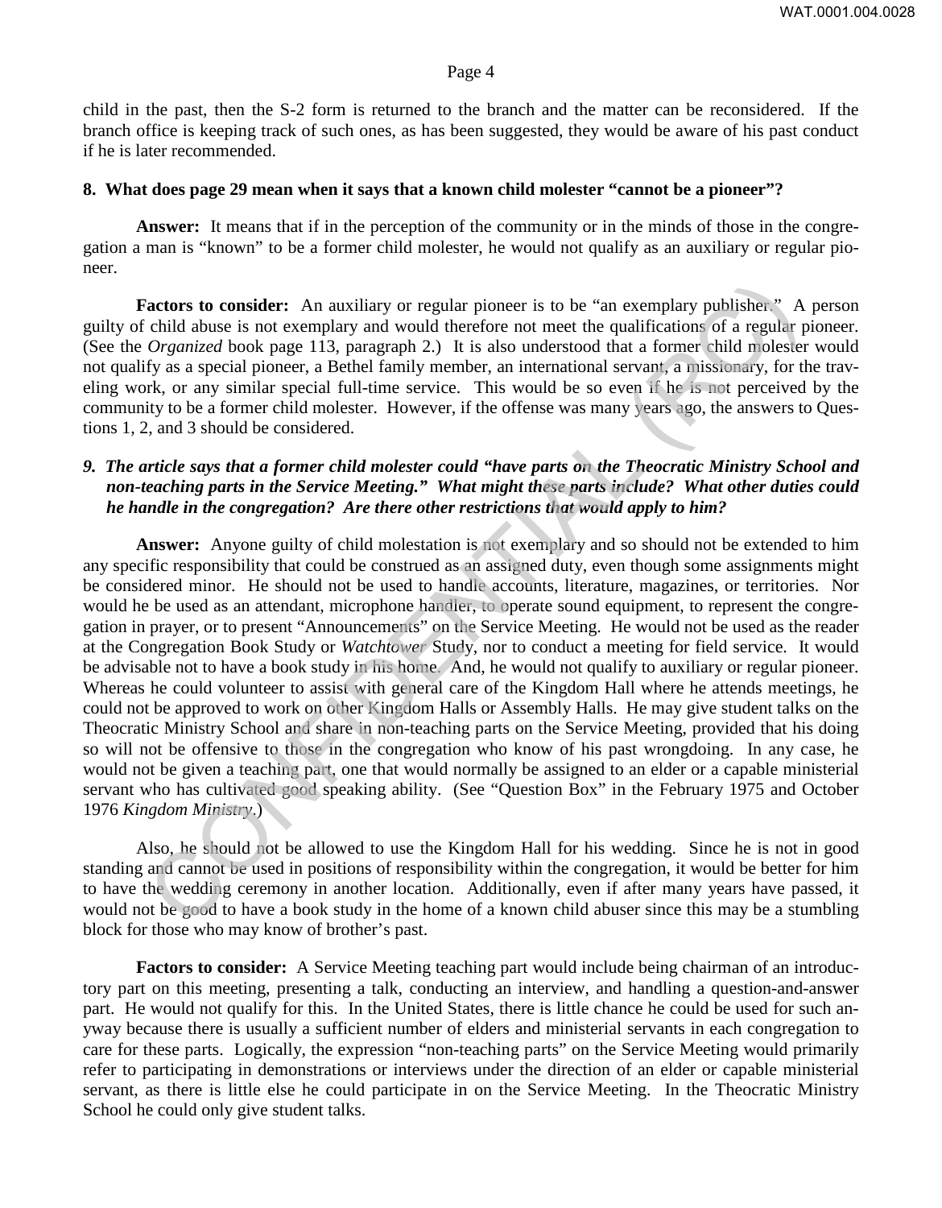child in the past, then the S-2 form is returned to the branch and the matter can be reconsidered. If the branch office is keeping track of such ones, as has been suggested, they would be aware of his past conduct if he is later recommended.

**8. What does page 29 mean when it says that a known child molester "cannot be a pioneer"?**

**Answer:** It means that if in the perception of the community or in the minds of those in the congregation a man is "known" to be a former child molester, he would not qualify as an auxiliary or regular pioneer.

**Factors to consider:** An auxiliary or regular pioneer is to be "an exemplary publisher." A person guilty of child abuse is not exemplary and would therefore not meet the qualifications of a regular pioneer. (See the *Organized* book page 113, paragraph 2.) It is also understood that a former child molester would not qualify as a special pioneer, a Bethel family member, an international servant, a missionary, for the traveling work, or any similar special full-time service. This would be so even if he is not perceived by the community to be a former child molester. However, if the offense was many years ago, the answers to Questions 1, 2, and 3 should be considered.

***9. The article says that a former child molester could "have parts on the Theocratic Ministry School and non-teaching parts in the Service Meeting." What might these parts include? What other duties could he handle in the congregation? Are there other restrictions that would apply to him?***

**Answer:** Anyone guilty of child molestation is not exemplary and so should not be extended to him any specific responsibility that could be construed as an assigned duty, even though some assignments might be considered minor. He should not be used to handle accounts, literature, magazines, or territories. Nor would he be used as an attendant, microphone handler, to operate sound equipment, to represent the congregation in prayer, or to present "Announcements" on the Service Meeting. He would not be used as the reader at the Congregation Book Study or *Watchtower* Study, nor to conduct a meeting for field service. It would be advisable not to have a book study in his home. And, he would not qualify to auxiliary or regular pioneer. Whereas he could volunteer to assist with general care of the Kingdom Hall where he attends meetings, he could not be approved to work on other Kingdom Halls or Assembly Halls. He may give student talks on the Theocratic Ministry School and share in non-teaching parts on the Service Meeting, provided that his doing so will not be offensive to those in the congregation who know of his past wrongdoing. In any case, he would not be given a teaching part, one that would normally be assigned to an elder or a capable ministerial servant who has cultivated good speaking ability. (See "Question Box" in the February 1975 and October 1976 *Kingdom Ministry*.)

Also, he should not be allowed to use the Kingdom Hall for his wedding. Since he is not in good standing and cannot be used in positions of responsibility within the congregation, it would be better for him to have the wedding ceremony in another location. Additionally, even if after many years have passed, it would not be good to have a book study in the home of a known child abuser since this may be a stumbling block for those who may know of brother's past.

**Factors to consider:** A Service Meeting teaching part would include being chairman of an introductory part on this meeting, presenting a talk, conducting an interview, and handling a question-and-answer part. He would not qualify for this. In the United States, there is little chance he could be used for such anyway because there is usually a sufficient number of elders and ministerial servants in each congregation to care for these parts. Logically, the expression "non-teaching parts" on the Service Meeting would primarily refer to participating in demonstrations or interviews under the direction of an elder or capable ministerial servant, as there is little else he could participate in on the Service Meeting. In the Theocratic Ministry School he could only give student talks.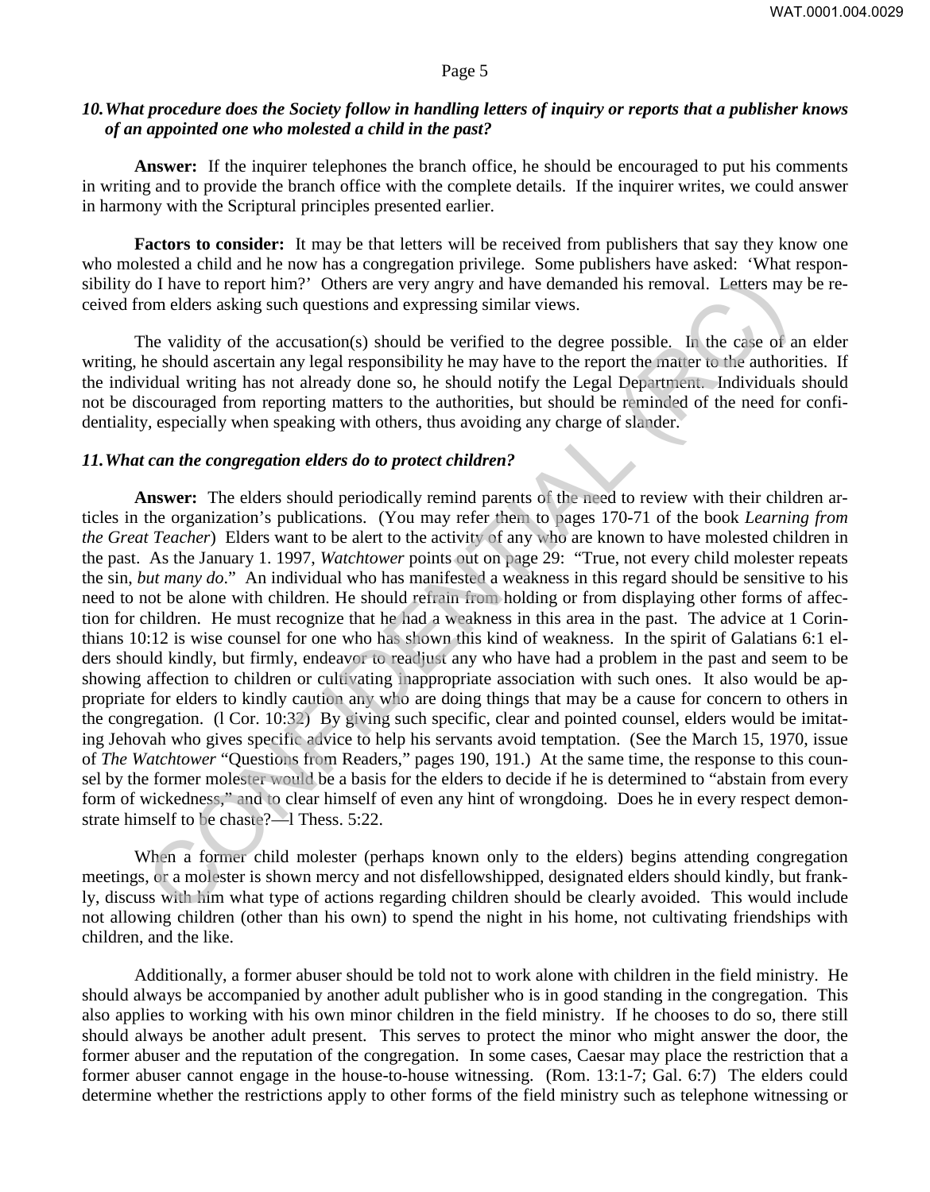## 10. What procedure does the Society follow in handling letters of inquiry or reports that a publisher knows of an appointed one who molested a child in the past?

**Answer:** If the inquirer telephones the branch office, he should be encouraged to put his comments in writing and to provide the branch office with the complete details. If the inquirer writes, we could answer in harmony with the Scriptural principles presented earlier.

**Factors to consider:** It may be that letters will be received from publishers that say they know one who molested a child and he now has a congregation privilege. Some publishers have asked: 'What responsibility do I have to report him?' Others are very angry and have demanded his removal. Letters may be received from elders asking such questions and expressing similar views.

The validity of the accusation(s) should be verified to the degree possible. In the case of an elder writing, he should ascertain any legal responsibility he may have to the report the matter to the authorities. If the individual writing has not already done so, he should notify the Legal Department. Individuals should not be discouraged from reporting matters to the authorities, but should be reminded of the need for confidentiality, especially when speaking with others, thus avoiding any charge of slander.

## 11. What can the congregation elders do to protect children?

**Answer:** The elders should periodically remind parents of the need to review with their children articles in the organization's publications. (You may refer them to pages 170-71 of the book *Learning from the Great Teacher*) Elders want to be alert to the activity of any who are known to have molested children in the past. As the January 1. 1997, *Watchtower* points out on page 29: "True, not every child molester repeats the sin, *but many do*." An individual who has manifested a weakness in this regard should be sensitive to his need to not be alone with children. He should refrain from holding or from displaying other forms of affection for children. He must recognize that he had a weakness in this area in the past. The advice at 1 Corinthians 10:12 is wise counsel for one who has shown this kind of weakness. In the spirit of Galatians 6:1 elders should kindly, but firmly, endeavor to readjust any who have had a problem in the past and seem to be showing affection to children or cultivating inappropriate association with such ones. It also would be appropriate for elders to kindly caution any who are doing things that may be a cause for concern to others in the congregation. (l Cor. 10:32) By giving such specific, clear and pointed counsel, elders would be imitating Jehovah who gives specific advice to help his servants avoid temptation. (See the March 15, 1970, issue of *The Watchtower* "Questions from Readers," pages 190, 191.) At the same time, the response to this counsel by the former molester would be a basis for the elders to decide if he is determined to "abstain from every form of wickedness," and to clear himself of even any hint of wrongdoing. Does he in every respect demonstrate himself to be chaste?—l Thess. 5:22.

When a former child molester (perhaps known only to the elders) begins attending congregation meetings, or a molester is shown mercy and not disfellowshipped, designated elders should kindly, but frankly, discuss with him what type of actions regarding children should be clearly avoided. This would include not allowing children (other than his own) to spend the night in his home, not cultivating friendships with children, and the like.

Additionally, a former abuser should be told not to work alone with children in the field ministry. He should always be accompanied by another adult publisher who is in good standing in the congregation. This also applies to working with his own minor children in the field ministry. If he chooses to do so, there still should always be another adult present. This serves to protect the minor who might answer the door, the former abuser and the reputation of the congregation. In some cases, Caesar may place the restriction that a former abuser cannot engage in the house-to-house witnessing. (Rom. 13:1-7; Gal. 6:7) The elders could determine whether the restrictions apply to other forms of the field ministry such as telephone witnessing or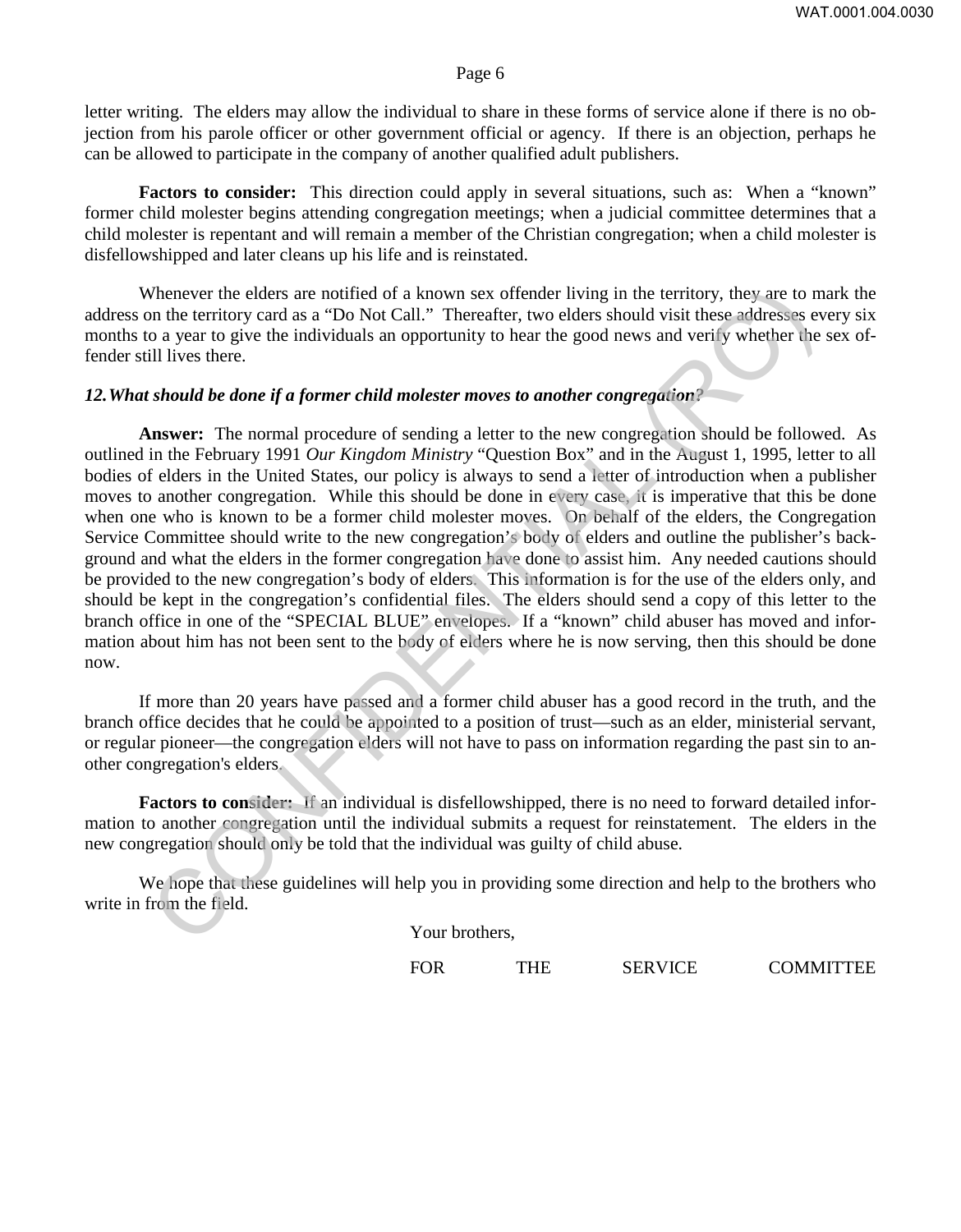letter writing. The elders may allow the individual to share in these forms of service alone if there is no objection from his parole officer or other government official or agency. If there is an objection, perhaps he can be allowed to participate in the company of another qualified adult publishers.

**Factors to consider:** This direction could apply in several situations, such as: When a "known" former child molester begins attending congregation meetings; when a judicial committee determines that a child molester is repentant and will remain a member of the Christian congregation; when a child molester is disfellowshipped and later cleans up his life and is reinstated.

Whenever the elders are notified of a known sex offender living in the territory, they are to mark the address on the territory card as a "Do Not Call." Thereafter, two elders should visit these addresses every six months to a year to give the individuals an opportunity to hear the good news and verify whether the sex offender still lives there.

***12. What should be done if a former child molester moves to another congregation?***

**Answer:** The normal procedure of sending a letter to the new congregation should be followed. As outlined in the February 1991 *Our Kingdom Ministry* "Question Box" and in the August 1, 1995, letter to all bodies of elders in the United States, our policy is always to send a letter of introduction when a publisher moves to another congregation. While this should be done in every case, it is imperative that this be done when one who is known to be a former child molester moves. On behalf of the elders, the Congregation Service Committee should write to the new congregation's body of elders and outline the publisher's background and what the elders in the former congregation have done to assist him. Any needed cautions should be provided to the new congregation's body of elders. This information is for the use of the elders only, and should be kept in the congregation's confidential files. The elders should send a copy of this letter to the branch office in one of the "SPECIAL BLUE" envelopes. If a "known" child abuser has moved and information about him has not been sent to the body of elders where he is now serving, then this should be done now.

If more than 20 years have passed and a former child abuser has a good record in the truth, and the branch office decides that he could be appointed to a position of trust—such as an elder, ministerial servant, or regular pioneer—the congregation elders will not have to pass on information regarding the past sin to another congregation's elders.

**Factors to consider:** If an individual is disfellowshipped, there is no need to forward detailed information to another congregation until the individual submits a request for reinstatement. The elders in the new congregation should only be told that the individual was guilty of child abuse.

We hope that these guidelines will help you in providing some direction and help to the brothers who write in from the field.

Your brothers,

FOR THE SERVICE COMMITTEE